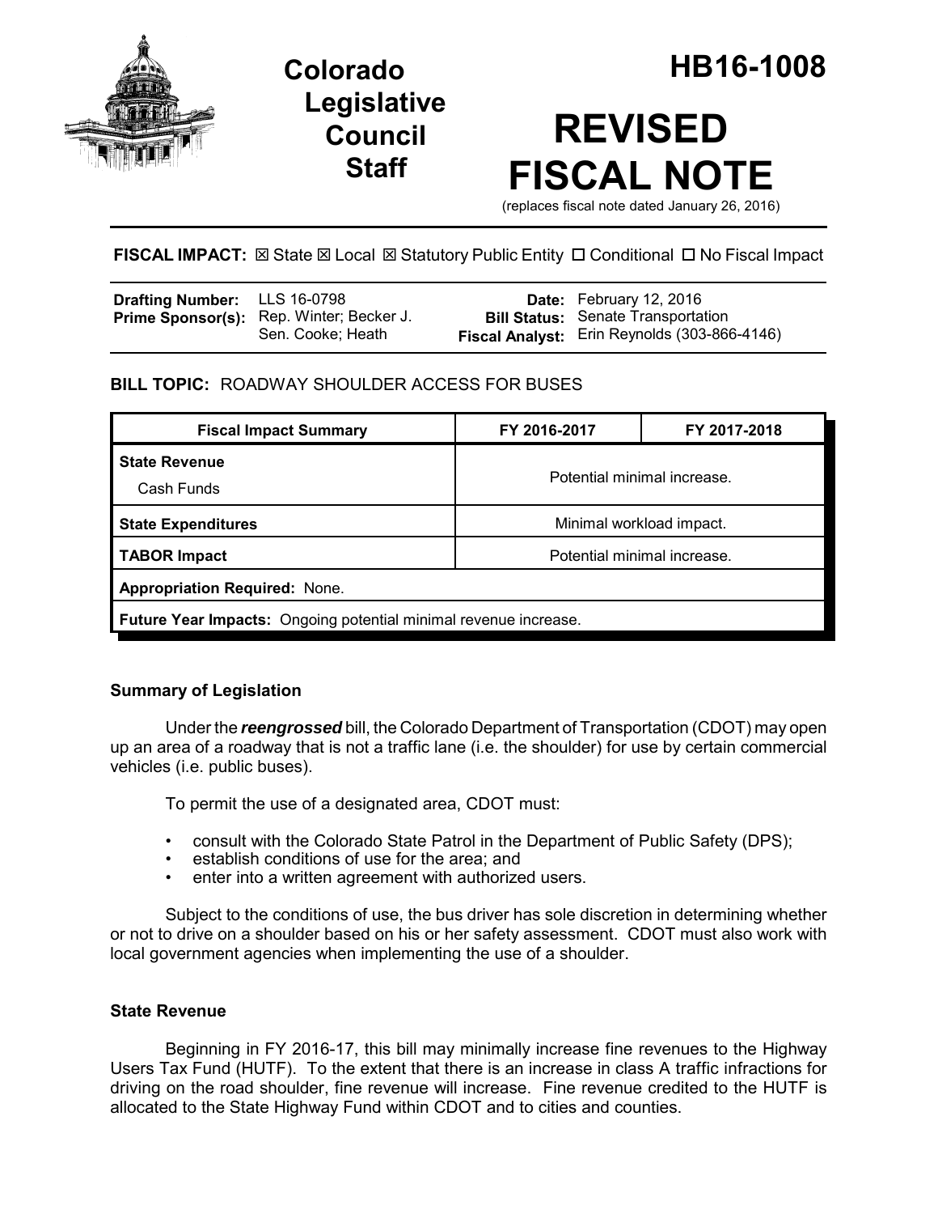# Colorado Legislative Council Staff

# HB16-1008

# REVISED FISCAL NOTE

(replaces fiscal note dated January 26, 2016)

**FISCAL IMPACT:** ☒ State ☒ Local ☒ Statutory Public Entity ☐ Conditional ☐ No Fiscal Impact

| | | | |
|---|---|---|---|
| **Drafting Number:** | LLS 16-0798 | **Date:** | February 12, 2016 |
| **Prime Sponsor(s):** | Rep. Winter; Becker J.<br>Sen. Cooke; Heath | **Bill Status:** | Senate Transportation |
| | | **Fiscal Analyst:** | Erin Reynolds (303-866-4146) |

**BILL TOPIC:** ROADWAY SHOULDER ACCESS FOR BUSES

| Fiscal Impact Summary | FY 2016-2017 | FY 2017-2018 |
|---|---|---|
| **State Revenue**<br>Cash Funds | Potential minimal increase. | |
| **State Expenditures** | Minimal workload impact. | |
| **TABOR Impact** | Potential minimal increase. | |
| **Appropriation Required:** None. | | |
| **Future Year Impacts:** Ongoing potential minimal revenue increase. | | |

## Summary of Legislation

Under the ***reengrossed*** bill, the Colorado Department of Transportation (CDOT) may open up an area of a roadway that is not a traffic lane (i.e. the shoulder) for use by certain commercial vehicles (i.e. public buses).

To permit the use of a designated area, CDOT must:

- consult with the Colorado State Patrol in the Department of Public Safety (DPS);
- establish conditions of use for the area; and
- enter into a written agreement with authorized users.

Subject to the conditions of use, the bus driver has sole discretion in determining whether or not to drive on a shoulder based on his or her safety assessment. CDOT must also work with local government agencies when implementing the use of a shoulder.

## State Revenue

Beginning in FY 2016-17, this bill may minimally increase fine revenues to the Highway Users Tax Fund (HUTF). To the extent that there is an increase in class A traffic infractions for driving on the road shoulder, fine revenue will increase. Fine revenue credited to the HUTF is allocated to the State Highway Fund within CDOT and to cities and counties.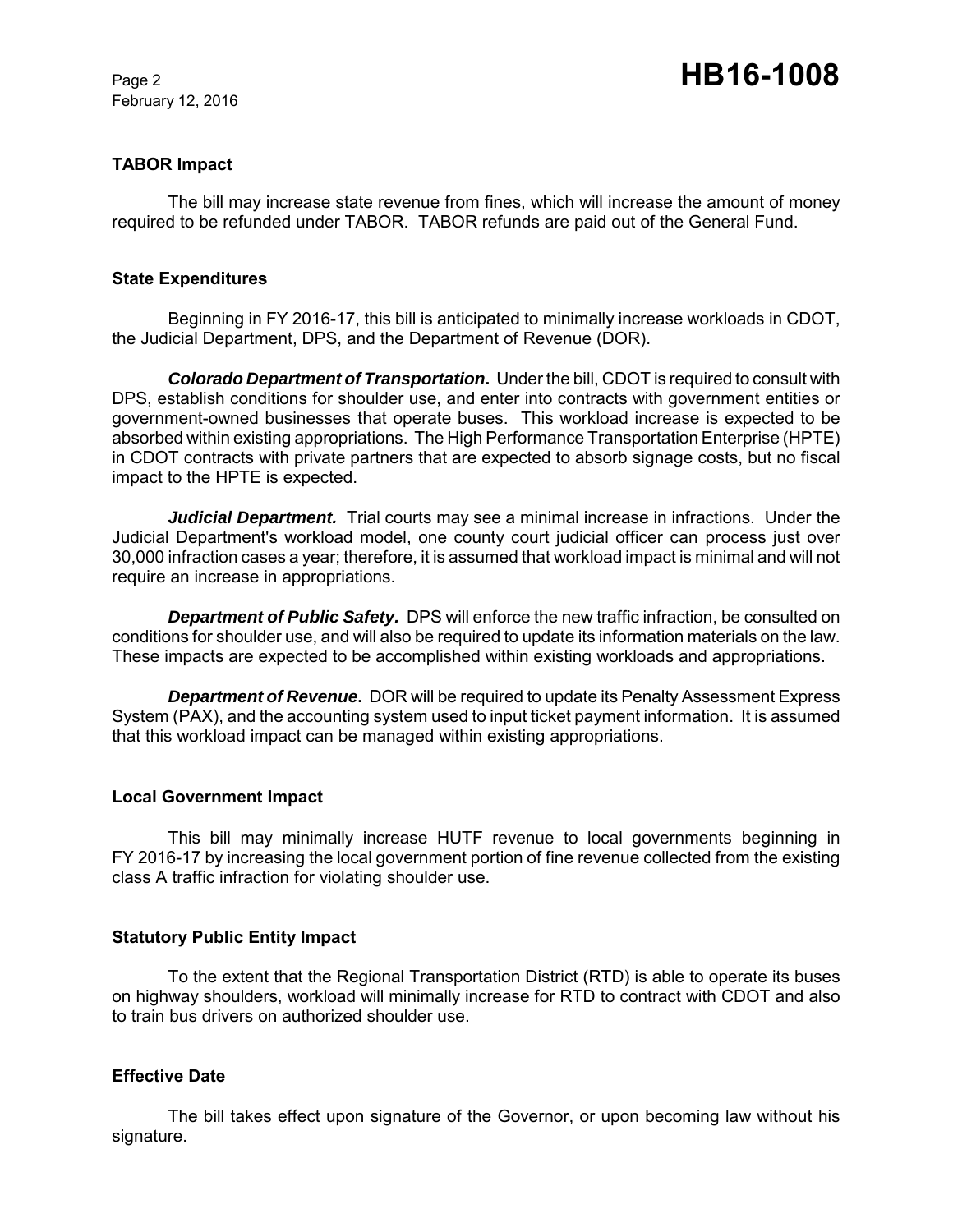## TABOR Impact

The bill may increase state revenue from fines, which will increase the amount of money required to be refunded under TABOR. TABOR refunds are paid out of the General Fund.

## State Expenditures

Beginning in FY 2016-17, this bill is anticipated to minimally increase workloads in CDOT, the Judicial Department, DPS, and the Department of Revenue (DOR).

***Colorado Department of Transportation*.** Under the bill, CDOT is required to consult with DPS, establish conditions for shoulder use, and enter into contracts with government entities or government-owned businesses that operate buses. This workload increase is expected to be absorbed within existing appropriations. The High Performance Transportation Enterprise (HPTE) in CDOT contracts with private partners that are expected to absorb signage costs, but no fiscal impact to the HPTE is expected.

***Judicial Department.*** Trial courts may see a minimal increase in infractions. Under the Judicial Department's workload model, one county court judicial officer can process just over 30,000 infraction cases a year; therefore, it is assumed that workload impact is minimal and will not require an increase in appropriations.

***Department of Public Safety.*** DPS will enforce the new traffic infraction, be consulted on conditions for shoulder use, and will also be required to update its information materials on the law. These impacts are expected to be accomplished within existing workloads and appropriations.

***Department of Revenue*.** DOR will be required to update its Penalty Assessment Express System (PAX), and the accounting system used to input ticket payment information. It is assumed that this workload impact can be managed within existing appropriations.

## Local Government Impact

This bill may minimally increase HUTF revenue to local governments beginning in FY 2016-17 by increasing the local government portion of fine revenue collected from the existing class A traffic infraction for violating shoulder use.

## Statutory Public Entity Impact

To the extent that the Regional Transportation District (RTD) is able to operate its buses on highway shoulders, workload will minimally increase for RTD to contract with CDOT and also to train bus drivers on authorized shoulder use.

## Effective Date

The bill takes effect upon signature of the Governor, or upon becoming law without his signature.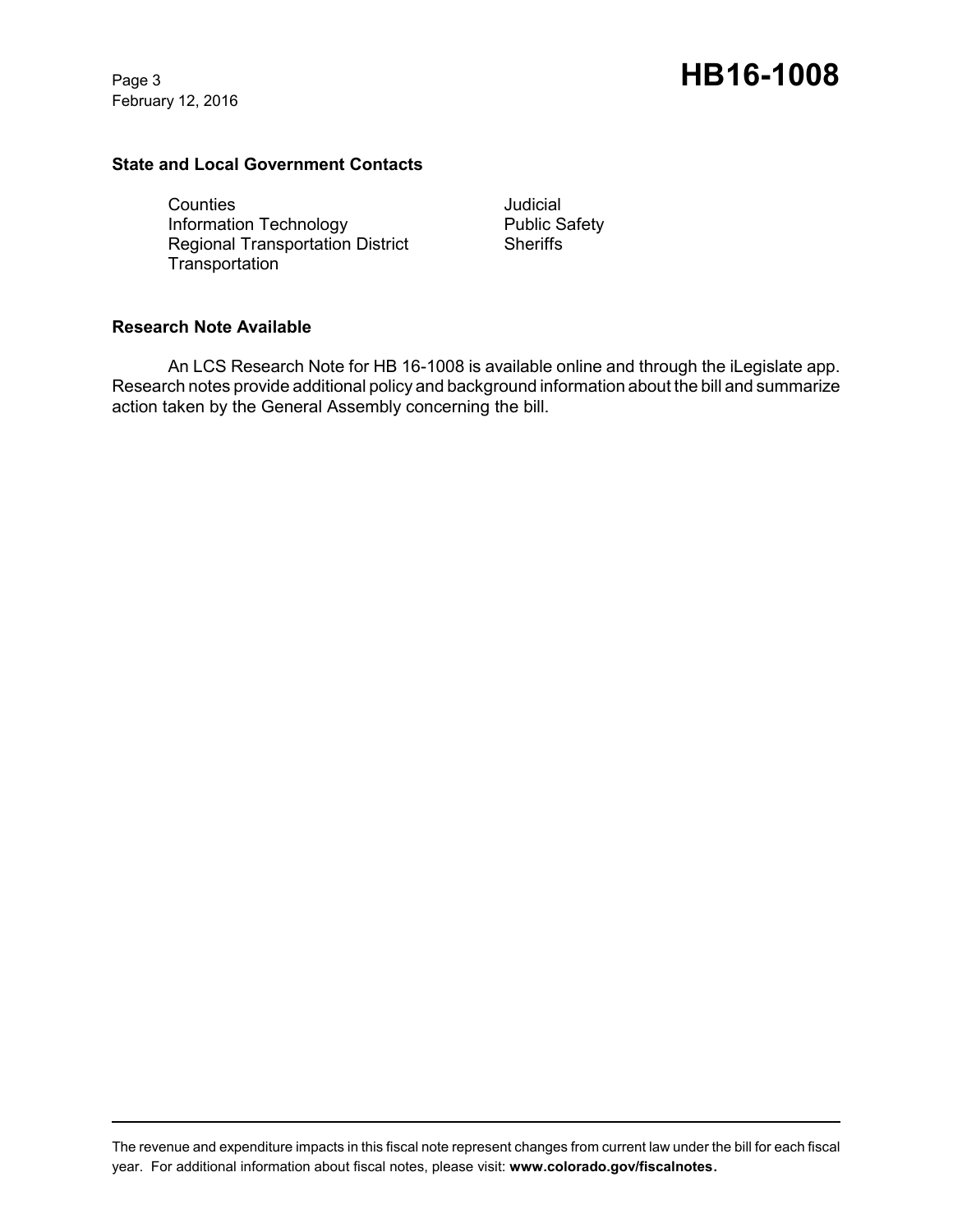### State and Local Government Contacts

Counties
Information Technology
Regional Transportation District
Transportation
Judicial
Public Safety
Sheriffs

### Research Note Available

An LCS Research Note for HB 16-1008 is available online and through the iLegislate app. Research notes provide additional policy and background information about the bill and summarize action taken by the General Assembly concerning the bill.

The revenue and expenditure impacts in this fiscal note represent changes from current law under the bill for each fiscal year. For additional information about fiscal notes, please visit: **www.colorado.gov/fiscalnotes.**